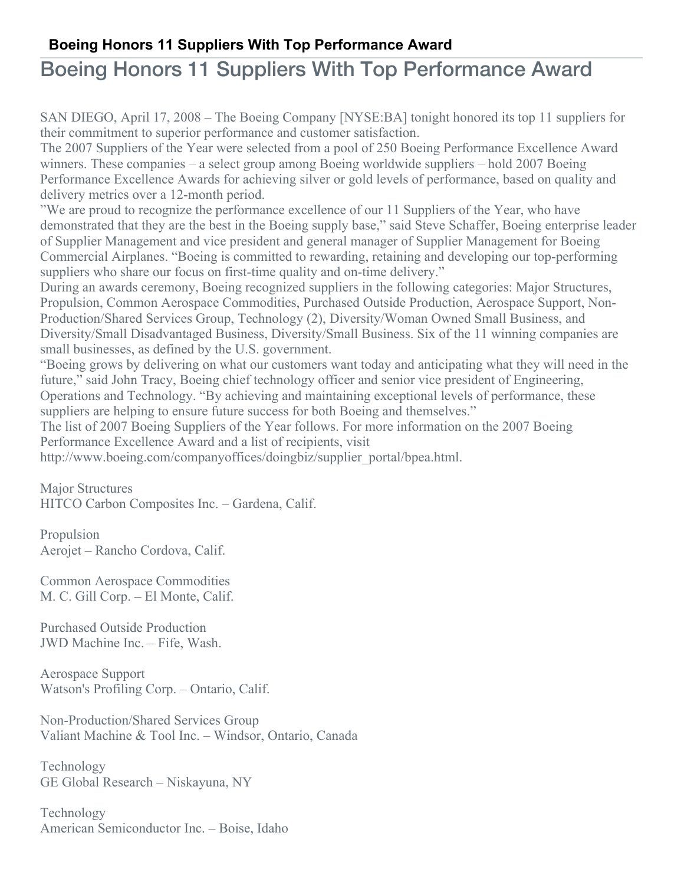# Boeing Honors 11 Suppliers With Top Performance Award

SAN DIEGO, April 17, 2008 – The Boeing Company [NYSE:BA] tonight honored its top 11 suppliers for their commitment to superior performance and customer satisfaction.

The 2007 Suppliers of the Year were selected from a pool of 250 Boeing Performance Excellence Award winners. These companies – a select group among Boeing worldwide suppliers – hold 2007 Boeing Performance Excellence Awards for achieving silver or gold levels of performance, based on quality and delivery metrics over a 12-month period.

"We are proud to recognize the performance excellence of our 11 Suppliers of the Year, who have demonstrated that they are the best in the Boeing supply base," said Steve Schaffer, Boeing enterprise leader of Supplier Management and vice president and general manager of Supplier Management for Boeing Commercial Airplanes. "Boeing is committed to rewarding, retaining and developing our top-performing suppliers who share our focus on first-time quality and on-time delivery."

During an awards ceremony, Boeing recognized suppliers in the following categories: Major Structures, Propulsion, Common Aerospace Commodities, Purchased Outside Production, Aerospace Support, Non-Production/Shared Services Group, Technology (2), Diversity/Woman Owned Small Business, and Diversity/Small Disadvantaged Business, Diversity/Small Business. Six of the 11 winning companies are small businesses, as defined by the U.S. government.

"Boeing grows by delivering on what our customers want today and anticipating what they will need in the future," said John Tracy, Boeing chief technology officer and senior vice president of Engineering, Operations and Technology. "By achieving and maintaining exceptional levels of performance, these suppliers are helping to ensure future success for both Boeing and themselves."

The list of 2007 Boeing Suppliers of the Year follows. For more information on the 2007 Boeing Performance Excellence Award and a list of recipients, visit http://www.boeing.com/companyoffices/doingbiz/supplier_portal/bpea.html.

Major Structures
HITCO Carbon Composites Inc. – Gardena, Calif.

Propulsion
Aerojet – Rancho Cordova, Calif.

Common Aerospace Commodities
M. C. Gill Corp. – El Monte, Calif.

Purchased Outside Production
JWD Machine Inc. – Fife, Wash.

Aerospace Support
Watson's Profiling Corp. – Ontario, Calif.

Non-Production/Shared Services Group
Valiant Machine & Tool Inc. – Windsor, Ontario, Canada

Technology
GE Global Research – Niskayuna, NY

Technology
American Semiconductor Inc. – Boise, Idaho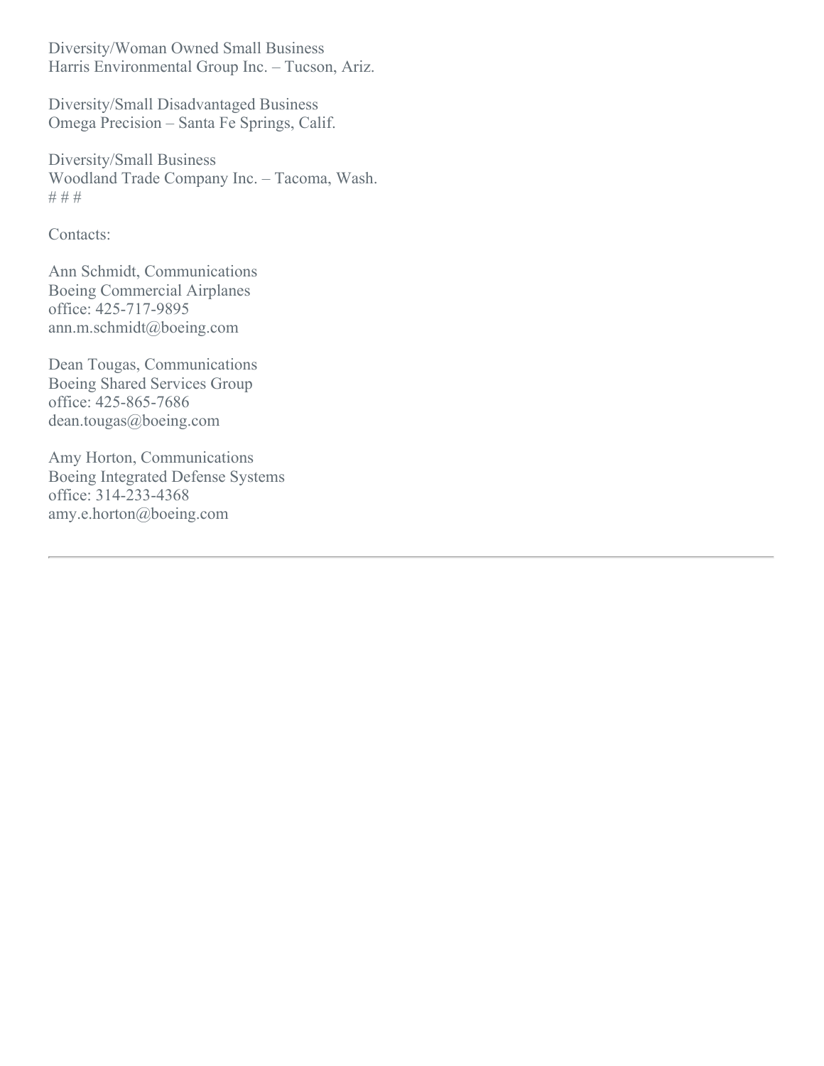Diversity/Woman Owned Small Business
Harris Environmental Group Inc. – Tucson, Ariz.

Diversity/Small Disadvantaged Business
Omega Precision – Santa Fe Springs, Calif.

Diversity/Small Business
Woodland Trade Company Inc. – Tacoma, Wash.
# # #

Contacts:

Ann Schmidt, Communications
Boeing Commercial Airplanes
office: 425-717-9895
ann.m.schmidt@boeing.com

Dean Tougas, Communications
Boeing Shared Services Group
office: 425-865-7686
dean.tougas@boeing.com

Amy Horton, Communications
Boeing Integrated Defense Systems
office: 314-233-4368
amy.e.horton@boeing.com